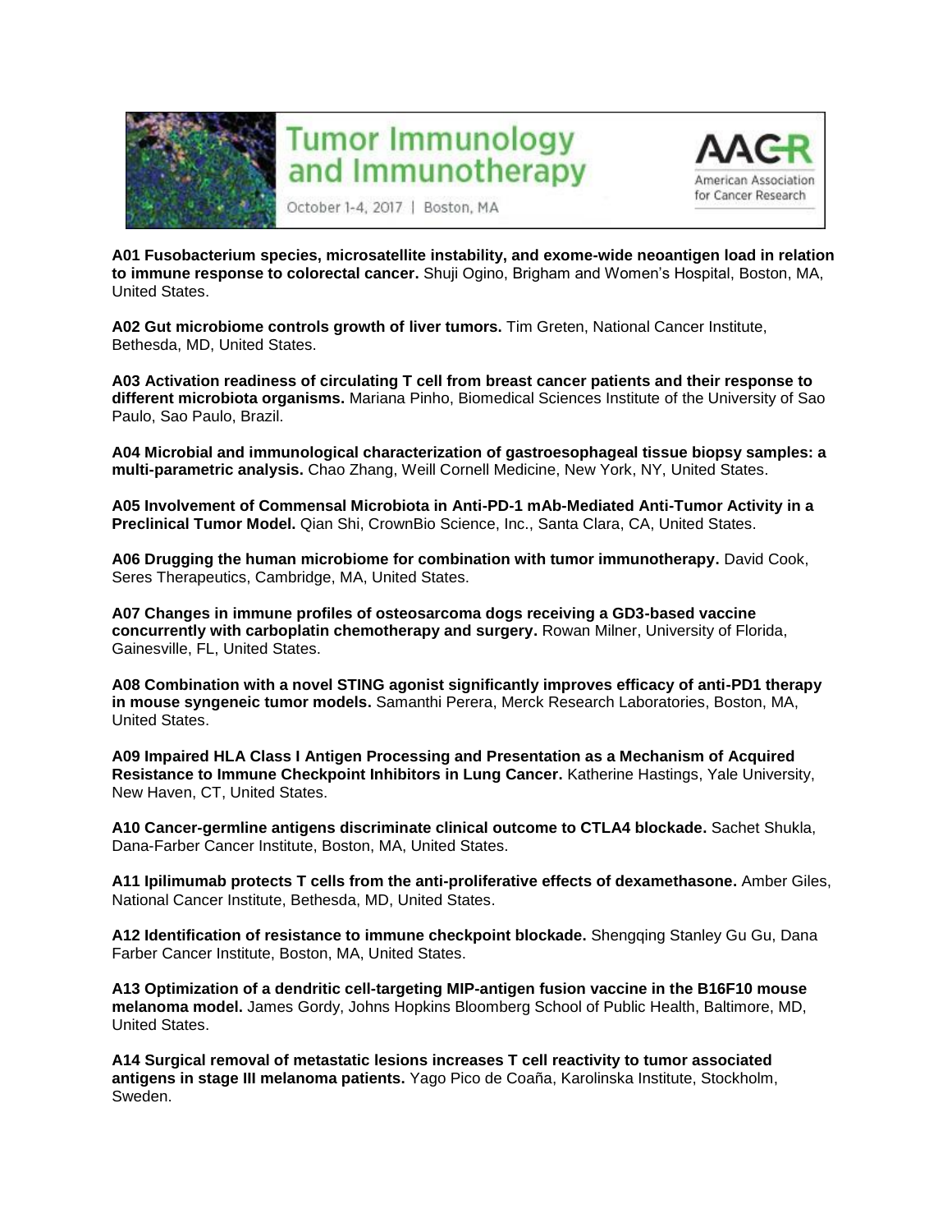# Tumor Immunology and Immunotherapy

October 1-4, 2017 | Boston, MA

AACR American Association for Cancer Research

**A01 Fusobacterium species, microsatellite instability, and exome-wide neoantigen load in relation to immune response to colorectal cancer.** Shuji Ogino, Brigham and Women's Hospital, Boston, MA, United States.

**A02 Gut microbiome controls growth of liver tumors.** Tim Greten, National Cancer Institute, Bethesda, MD, United States.

**A03 Activation readiness of circulating T cell from breast cancer patients and their response to different microbiota organisms.** Mariana Pinho, Biomedical Sciences Institute of the University of Sao Paulo, Sao Paulo, Brazil.

**A04 Microbial and immunological characterization of gastroesophageal tissue biopsy samples: a multi-parametric analysis.** Chao Zhang, Weill Cornell Medicine, New York, NY, United States.

**A05 Involvement of Commensal Microbiota in Anti-PD-1 mAb-Mediated Anti-Tumor Activity in a Preclinical Tumor Model.** Qian Shi, CrownBio Science, Inc., Santa Clara, CA, United States.

**A06 Drugging the human microbiome for combination with tumor immunotherapy.** David Cook, Seres Therapeutics, Cambridge, MA, United States.

**A07 Changes in immune profiles of osteosarcoma dogs receiving a GD3-based vaccine concurrently with carboplatin chemotherapy and surgery.** Rowan Milner, University of Florida, Gainesville, FL, United States.

**A08 Combination with a novel STING agonist significantly improves efficacy of anti-PD1 therapy in mouse syngeneic tumor models.** Samanthi Perera, Merck Research Laboratories, Boston, MA, United States.

**A09 Impaired HLA Class I Antigen Processing and Presentation as a Mechanism of Acquired Resistance to Immune Checkpoint Inhibitors in Lung Cancer.** Katherine Hastings, Yale University, New Haven, CT, United States.

**A10 Cancer-germline antigens discriminate clinical outcome to CTLA4 blockade.** Sachet Shukla, Dana-Farber Cancer Institute, Boston, MA, United States.

**A11 Ipilimumab protects T cells from the anti-proliferative effects of dexamethasone.** Amber Giles, National Cancer Institute, Bethesda, MD, United States.

**A12 Identification of resistance to immune checkpoint blockade.** Shengqing Stanley Gu Gu, Dana Farber Cancer Institute, Boston, MA, United States.

**A13 Optimization of a dendritic cell-targeting MIP-antigen fusion vaccine in the B16F10 mouse melanoma model.** James Gordy, Johns Hopkins Bloomberg School of Public Health, Baltimore, MD, United States.

**A14 Surgical removal of metastatic lesions increases T cell reactivity to tumor associated antigens in stage III melanoma patients.** Yago Pico de Coaña, Karolinska Institute, Stockholm, Sweden.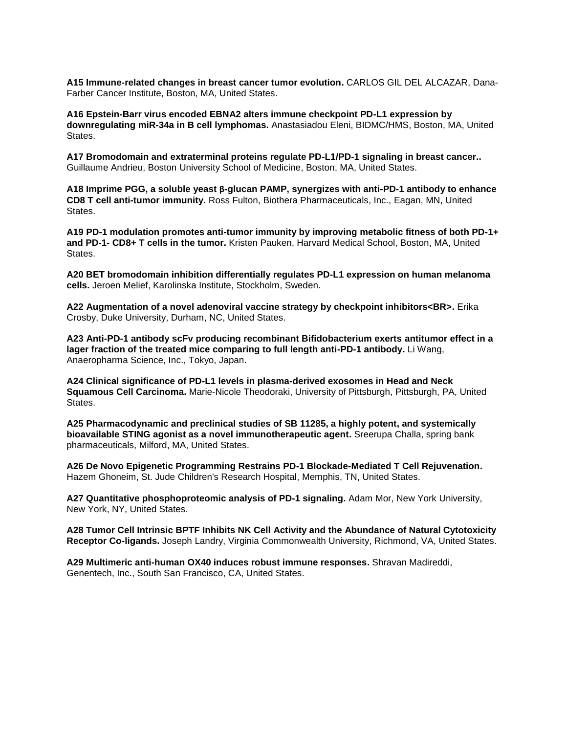**A15 Immune-related changes in breast cancer tumor evolution.** CARLOS GIL DEL ALCAZAR, Dana-Farber Cancer Institute, Boston, MA, United States.

**A16 Epstein-Barr virus encoded EBNA2 alters immune checkpoint PD-L1 expression by downregulating miR-34a in B cell lymphomas.** Anastasiadou Eleni, BIDMC/HMS, Boston, MA, United States.

**A17 Bromodomain and extraterminal proteins regulate PD-L1/PD-1 signaling in breast cancer..** Guillaume Andrieu, Boston University School of Medicine, Boston, MA, United States.

**A18 Imprime PGG, a soluble yeast β-glucan PAMP, synergizes with anti-PD-1 antibody to enhance CD8 T cell anti-tumor immunity.** Ross Fulton, Biothera Pharmaceuticals, Inc., Eagan, MN, United States.

**A19 PD-1 modulation promotes anti-tumor immunity by improving metabolic fitness of both PD-1+ and PD-1- CD8+ T cells in the tumor.** Kristen Pauken, Harvard Medical School, Boston, MA, United States.

**A20 BET bromodomain inhibition differentially regulates PD-L1 expression on human melanoma cells.** Jeroen Melief, Karolinska Institute, Stockholm, Sweden.

**A22 Augmentation of a novel adenoviral vaccine strategy by checkpoint inhibitors<BR>.** Erika Crosby, Duke University, Durham, NC, United States.

**A23 Anti-PD-1 antibody scFv producing recombinant Bifidobacterium exerts antitumor effect in a lager fraction of the treated mice comparing to full length anti-PD-1 antibody.** Li Wang, Anaeropharma Science, Inc., Tokyo, Japan.

**A24 Clinical significance of PD-L1 levels in plasma-derived exosomes in Head and Neck Squamous Cell Carcinoma.** Marie-Nicole Theodoraki, University of Pittsburgh, Pittsburgh, PA, United States.

**A25 Pharmacodynamic and preclinical studies of SB 11285, a highly potent, and systemically bioavailable STING agonist as a novel immunotherapeutic agent.** Sreerupa Challa, spring bank pharmaceuticals, Milford, MA, United States.

**A26 De Novo Epigenetic Programming Restrains PD-1 Blockade-Mediated T Cell Rejuvenation.** Hazem Ghoneim, St. Jude Children's Research Hospital, Memphis, TN, United States.

**A27 Quantitative phosphoproteomic analysis of PD-1 signaling.** Adam Mor, New York University, New York, NY, United States.

**A28 Tumor Cell Intrinsic BPTF Inhibits NK Cell Activity and the Abundance of Natural Cytotoxicity Receptor Co-ligands.** Joseph Landry, Virginia Commonwealth University, Richmond, VA, United States.

**A29 Multimeric anti-human OX40 induces robust immune responses.** Shravan Madireddi, Genentech, Inc., South San Francisco, CA, United States.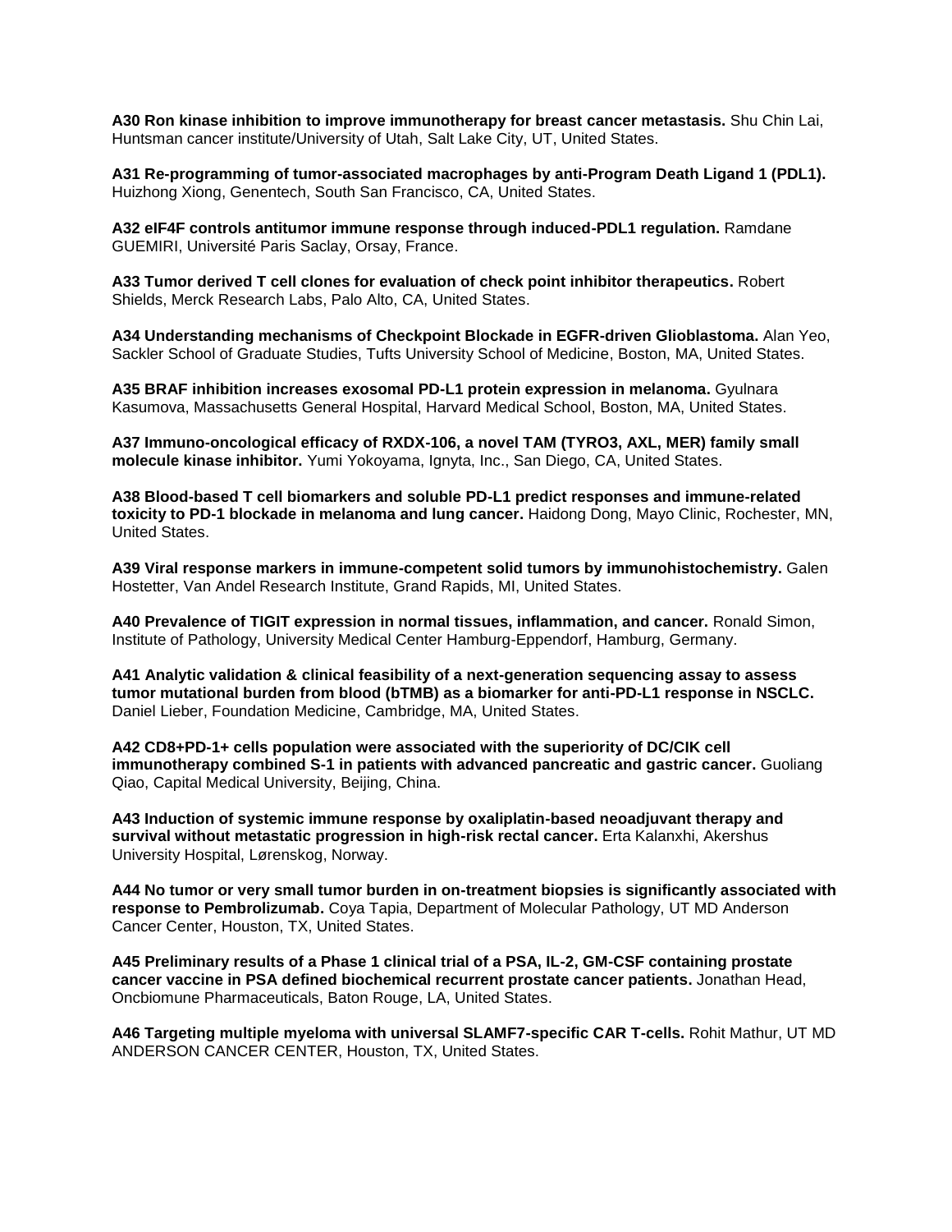**A30 Ron kinase inhibition to improve immunotherapy for breast cancer metastasis.** Shu Chin Lai, Huntsman cancer institute/University of Utah, Salt Lake City, UT, United States.

**A31 Re-programming of tumor-associated macrophages by anti-Program Death Ligand 1 (PDL1).** Huizhong Xiong, Genentech, South San Francisco, CA, United States.

**A32 eIF4F controls antitumor immune response through induced-PDL1 regulation.** Ramdane GUEMIRI, Université Paris Saclay, Orsay, France.

**A33 Tumor derived T cell clones for evaluation of check point inhibitor therapeutics.** Robert Shields, Merck Research Labs, Palo Alto, CA, United States.

**A34 Understanding mechanisms of Checkpoint Blockade in EGFR-driven Glioblastoma.** Alan Yeo, Sackler School of Graduate Studies, Tufts University School of Medicine, Boston, MA, United States.

**A35 BRAF inhibition increases exosomal PD-L1 protein expression in melanoma.** Gyulnara Kasumova, Massachusetts General Hospital, Harvard Medical School, Boston, MA, United States.

**A37 Immuno-oncological efficacy of RXDX-106, a novel TAM (TYRO3, AXL, MER) family small molecule kinase inhibitor.** Yumi Yokoyama, Ignyta, Inc., San Diego, CA, United States.

**A38 Blood-based T cell biomarkers and soluble PD-L1 predict responses and immune-related toxicity to PD-1 blockade in melanoma and lung cancer.** Haidong Dong, Mayo Clinic, Rochester, MN, United States.

**A39 Viral response markers in immune-competent solid tumors by immunohistochemistry.** Galen Hostetter, Van Andel Research Institute, Grand Rapids, MI, United States.

**A40 Prevalence of TIGIT expression in normal tissues, inflammation, and cancer.** Ronald Simon, Institute of Pathology, University Medical Center Hamburg-Eppendorf, Hamburg, Germany.

**A41 Analytic validation & clinical feasibility of a next-generation sequencing assay to assess tumor mutational burden from blood (bTMB) as a biomarker for anti-PD-L1 response in NSCLC.** Daniel Lieber, Foundation Medicine, Cambridge, MA, United States.

**A42 CD8+PD-1+ cells population were associated with the superiority of DC/CIK cell immunotherapy combined S-1 in patients with advanced pancreatic and gastric cancer.** Guoliang Qiao, Capital Medical University, Beijing, China.

**A43 Induction of systemic immune response by oxaliplatin-based neoadjuvant therapy and survival without metastatic progression in high-risk rectal cancer.** Erta Kalanxhi, Akershus University Hospital, Lørenskog, Norway.

**A44 No tumor or very small tumor burden in on-treatment biopsies is significantly associated with response to Pembrolizumab.** Coya Tapia, Department of Molecular Pathology, UT MD Anderson Cancer Center, Houston, TX, United States.

**A45 Preliminary results of a Phase 1 clinical trial of a PSA, IL-2, GM-CSF containing prostate cancer vaccine in PSA defined biochemical recurrent prostate cancer patients.** Jonathan Head, Oncbiomune Pharmaceuticals, Baton Rouge, LA, United States.

**A46 Targeting multiple myeloma with universal SLAMF7-specific CAR T-cells.** Rohit Mathur, UT MD ANDERSON CANCER CENTER, Houston, TX, United States.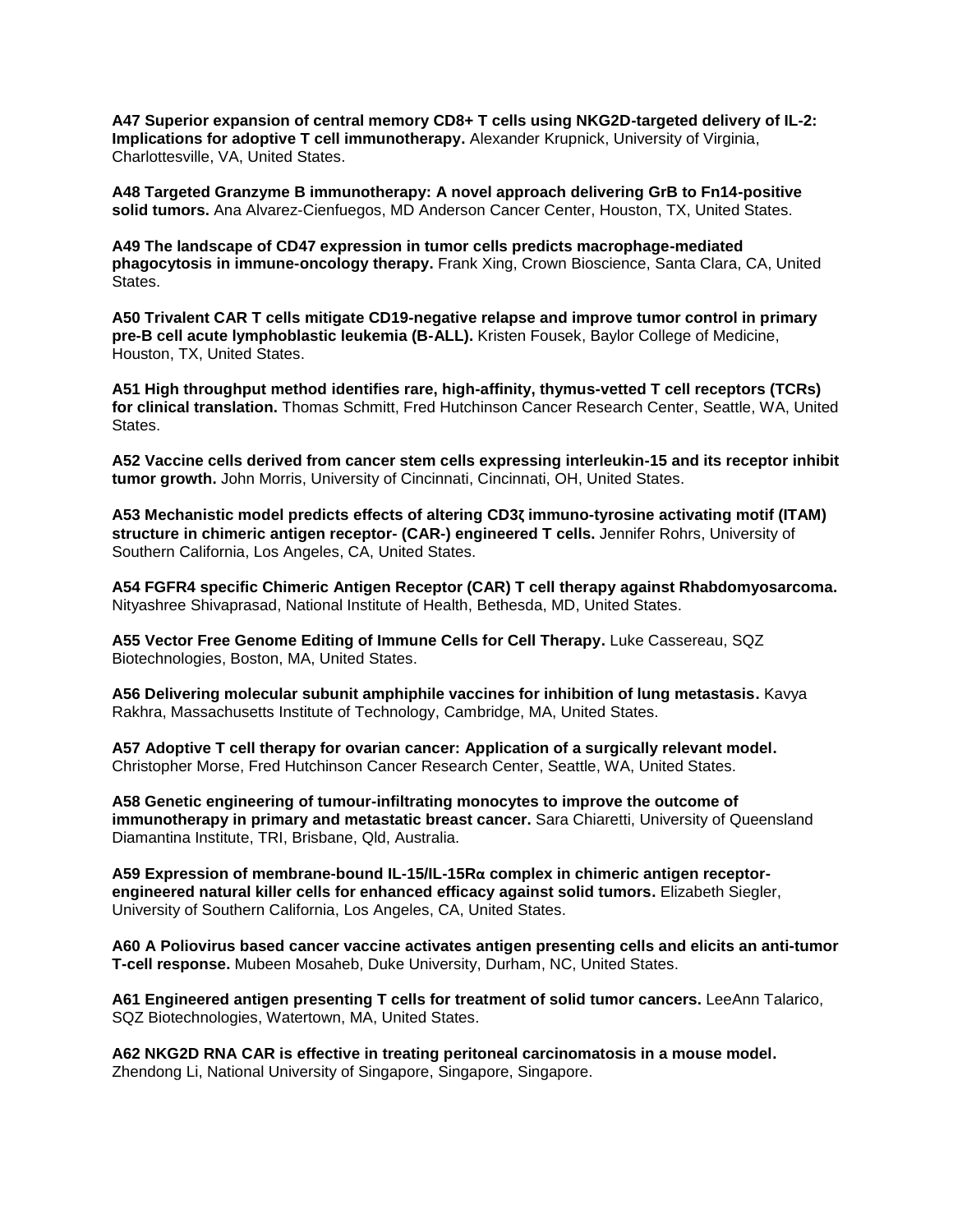**A47 Superior expansion of central memory CD8+ T cells using NKG2D-targeted delivery of IL-2: Implications for adoptive T cell immunotherapy.** Alexander Krupnick, University of Virginia, Charlottesville, VA, United States.

**A48 Targeted Granzyme B immunotherapy: A novel approach delivering GrB to Fn14-positive solid tumors.** Ana Alvarez-Cienfuegos, MD Anderson Cancer Center, Houston, TX, United States.

**A49 The landscape of CD47 expression in tumor cells predicts macrophage-mediated phagocytosis in immune-oncology therapy.** Frank Xing, Crown Bioscience, Santa Clara, CA, United States.

**A50 Trivalent CAR T cells mitigate CD19-negative relapse and improve tumor control in primary pre-B cell acute lymphoblastic leukemia (B-ALL).** Kristen Fousek, Baylor College of Medicine, Houston, TX, United States.

**A51 High throughput method identifies rare, high-affinity, thymus-vetted T cell receptors (TCRs) for clinical translation.** Thomas Schmitt, Fred Hutchinson Cancer Research Center, Seattle, WA, United States.

**A52 Vaccine cells derived from cancer stem cells expressing interleukin-15 and its receptor inhibit tumor growth.** John Morris, University of Cincinnati, Cincinnati, OH, United States.

**A53 Mechanistic model predicts effects of altering CD3ζ immuno-tyrosine activating motif (ITAM) structure in chimeric antigen receptor- (CAR-) engineered T cells.** Jennifer Rohrs, University of Southern California, Los Angeles, CA, United States.

**A54 FGFR4 specific Chimeric Antigen Receptor (CAR) T cell therapy against Rhabdomyosarcoma.** Nityashree Shivaprasad, National Institute of Health, Bethesda, MD, United States.

**A55 Vector Free Genome Editing of Immune Cells for Cell Therapy.** Luke Cassereau, SQZ Biotechnologies, Boston, MA, United States.

**A56 Delivering molecular subunit amphiphile vaccines for inhibition of lung metastasis.** Kavya Rakhra, Massachusetts Institute of Technology, Cambridge, MA, United States.

**A57 Adoptive T cell therapy for ovarian cancer: Application of a surgically relevant model.** Christopher Morse, Fred Hutchinson Cancer Research Center, Seattle, WA, United States.

**A58 Genetic engineering of tumour-infiltrating monocytes to improve the outcome of immunotherapy in primary and metastatic breast cancer.** Sara Chiaretti, University of Queensland Diamantina Institute, TRI, Brisbane, Qld, Australia.

**A59 Expression of membrane-bound IL-15/IL-15Rα complex in chimeric antigen receptor-engineered natural killer cells for enhanced efficacy against solid tumors.** Elizabeth Siegler, University of Southern California, Los Angeles, CA, United States.

**A60 A Poliovirus based cancer vaccine activates antigen presenting cells and elicits an anti-tumor T-cell response.** Mubeen Mosaheb, Duke University, Durham, NC, United States.

**A61 Engineered antigen presenting T cells for treatment of solid tumor cancers.** LeeAnn Talarico, SQZ Biotechnologies, Watertown, MA, United States.

**A62 NKG2D RNA CAR is effective in treating peritoneal carcinomatosis in a mouse model.** Zhendong Li, National University of Singapore, Singapore, Singapore.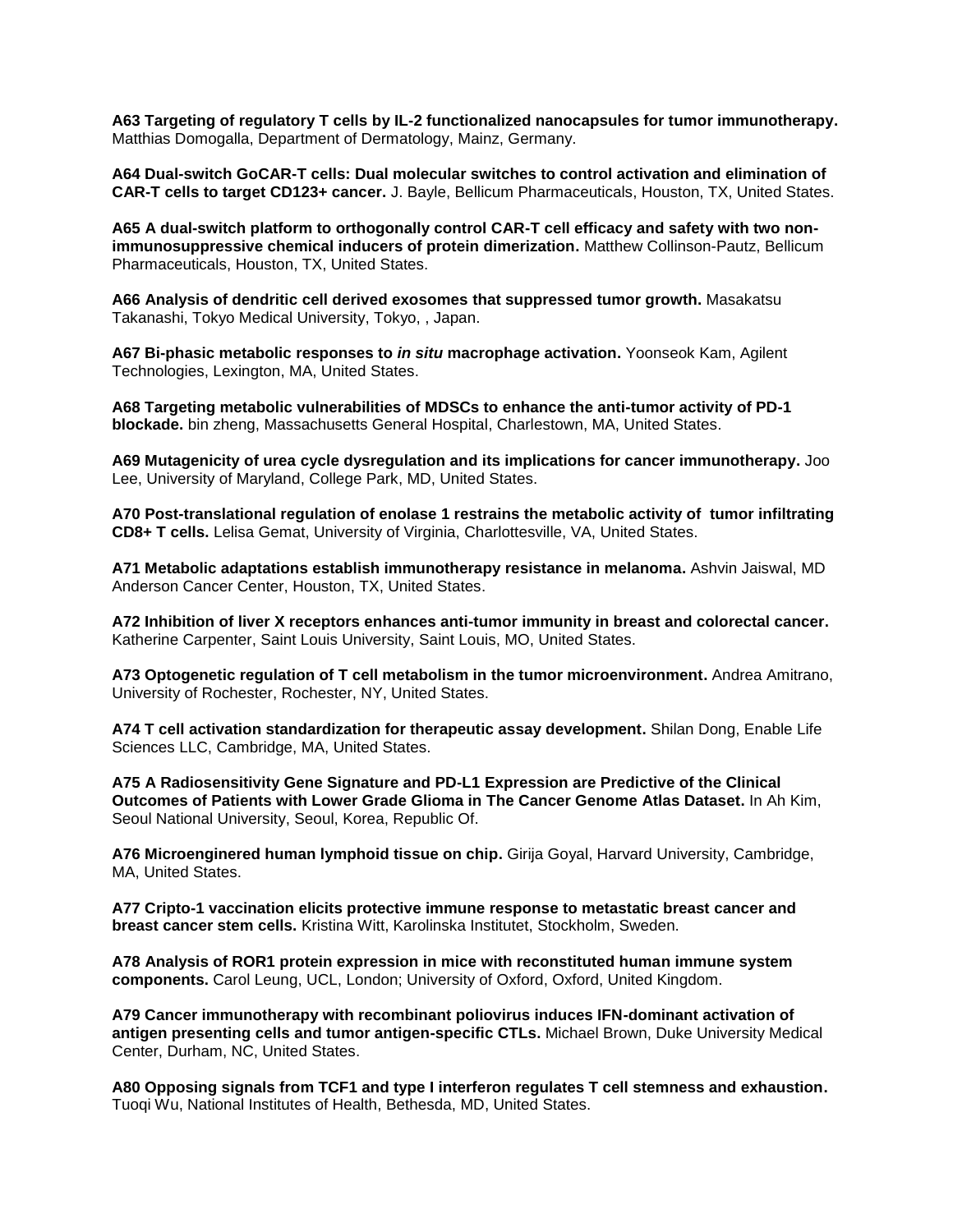**A63 Targeting of regulatory T cells by IL-2 functionalized nanocapsules for tumor immunotherapy.** Matthias Domogalla, Department of Dermatology, Mainz, Germany.

**A64 Dual-switch GoCAR-T cells: Dual molecular switches to control activation and elimination of CAR-T cells to target CD123+ cancer.** J. Bayle, Bellicum Pharmaceuticals, Houston, TX, United States.

**A65 A dual-switch platform to orthogonally control CAR-T cell efficacy and safety with two non-immunosuppressive chemical inducers of protein dimerization.** Matthew Collinson-Pautz, Bellicum Pharmaceuticals, Houston, TX, United States.

**A66 Analysis of dendritic cell derived exosomes that suppressed tumor growth.** Masakatsu Takanashi, Tokyo Medical University, Tokyo, , Japan.

**A67 Bi-phasic metabolic responses to *in situ* macrophage activation.** Yoonseok Kam, Agilent Technologies, Lexington, MA, United States.

**A68 Targeting metabolic vulnerabilities of MDSCs to enhance the anti-tumor activity of PD-1 blockade.** bin zheng, Massachusetts General Hospital, Charlestown, MA, United States.

**A69 Mutagenicity of urea cycle dysregulation and its implications for cancer immunotherapy.** Joo Lee, University of Maryland, College Park, MD, United States.

**A70 Post-translational regulation of enolase 1 restrains the metabolic activity of tumor infiltrating CD8+ T cells.** Lelisa Gemat, University of Virginia, Charlottesville, VA, United States.

**A71 Metabolic adaptations establish immunotherapy resistance in melanoma.** Ashvin Jaiswal, MD Anderson Cancer Center, Houston, TX, United States.

**A72 Inhibition of liver X receptors enhances anti-tumor immunity in breast and colorectal cancer.** Katherine Carpenter, Saint Louis University, Saint Louis, MO, United States.

**A73 Optogenetic regulation of T cell metabolism in the tumor microenvironment.** Andrea Amitrano, University of Rochester, Rochester, NY, United States.

**A74 T cell activation standardization for therapeutic assay development.** Shilan Dong, Enable Life Sciences LLC, Cambridge, MA, United States.

**A75 A Radiosensitivity Gene Signature and PD-L1 Expression are Predictive of the Clinical Outcomes of Patients with Lower Grade Glioma in The Cancer Genome Atlas Dataset.** In Ah Kim, Seoul National University, Seoul, Korea, Republic Of.

**A76 Microenginered human lymphoid tissue on chip.** Girija Goyal, Harvard University, Cambridge, MA, United States.

**A77 Cripto-1 vaccination elicits protective immune response to metastatic breast cancer and breast cancer stem cells.** Kristina Witt, Karolinska Institutet, Stockholm, Sweden.

**A78 Analysis of ROR1 protein expression in mice with reconstituted human immune system components.** Carol Leung, UCL, London; University of Oxford, Oxford, United Kingdom.

**A79 Cancer immunotherapy with recombinant poliovirus induces IFN-dominant activation of antigen presenting cells and tumor antigen-specific CTLs.** Michael Brown, Duke University Medical Center, Durham, NC, United States.

**A80 Opposing signals from TCF1 and type I interferon regulates T cell stemness and exhaustion.** Tuoqi Wu, National Institutes of Health, Bethesda, MD, United States.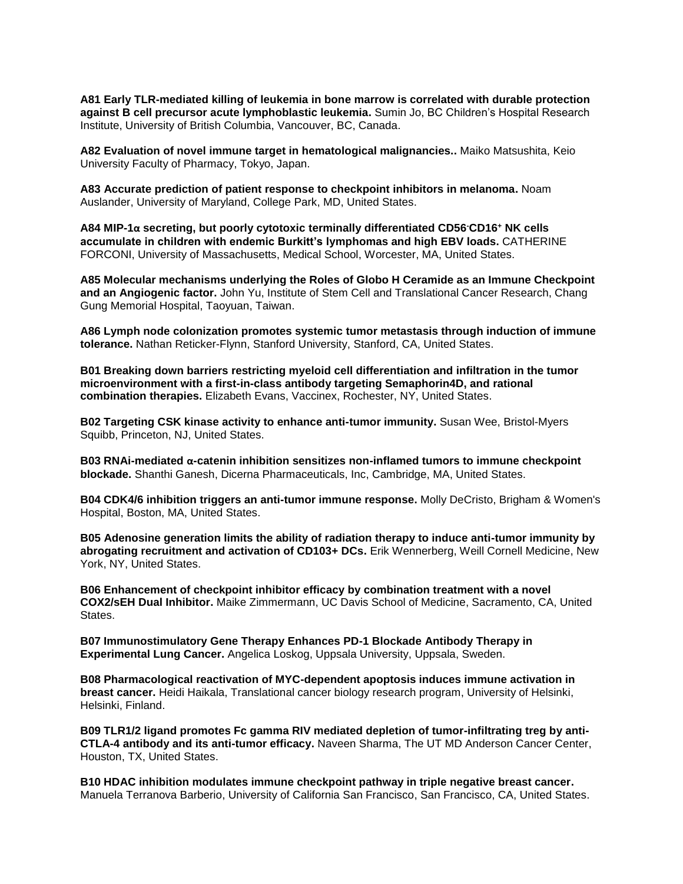**A81 Early TLR-mediated killing of leukemia in bone marrow is correlated with durable protection against B cell precursor acute lymphoblastic leukemia.** Sumin Jo, BC Children's Hospital Research Institute, University of British Columbia, Vancouver, BC, Canada.

**A82 Evaluation of novel immune target in hematological malignancies..** Maiko Matsushita, Keio University Faculty of Pharmacy, Tokyo, Japan.

**A83 Accurate prediction of patient response to checkpoint inhibitors in melanoma.** Noam Auslander, University of Maryland, College Park, MD, United States.

**A84 MIP-1α secreting, but poorly cytotoxic terminally differentiated $CD56^{-}CD16^{+}$ NK cells accumulate in children with endemic Burkitt's lymphomas and high EBV loads.** CATHERINE FORCONI, University of Massachusetts, Medical School, Worcester, MA, United States.

**A85 Molecular mechanisms underlying the Roles of Globo H Ceramide as an Immune Checkpoint and an Angiogenic factor.** John Yu, Institute of Stem Cell and Translational Cancer Research, Chang Gung Memorial Hospital, Taoyuan, Taiwan.

**A86 Lymph node colonization promotes systemic tumor metastasis through induction of immune tolerance.** Nathan Reticker-Flynn, Stanford University, Stanford, CA, United States.

**B01 Breaking down barriers restricting myeloid cell differentiation and infiltration in the tumor microenvironment with a first-in-class antibody targeting Semaphorin4D, and rational combination therapies.** Elizabeth Evans, Vaccinex, Rochester, NY, United States.

**B02 Targeting CSK kinase activity to enhance anti-tumor immunity.** Susan Wee, Bristol-Myers Squibb, Princeton, NJ, United States.

**B03 RNAi-mediated α-catenin inhibition sensitizes non-inflamed tumors to immune checkpoint blockade.** Shanthi Ganesh, Dicerna Pharmaceuticals, Inc, Cambridge, MA, United States.

**B04 CDK4/6 inhibition triggers an anti-tumor immune response.** Molly DeCristo, Brigham & Women's Hospital, Boston, MA, United States.

**B05 Adenosine generation limits the ability of radiation therapy to induce anti-tumor immunity by abrogating recruitment and activation of CD103+ DCs.** Erik Wennerberg, Weill Cornell Medicine, New York, NY, United States.

**B06 Enhancement of checkpoint inhibitor efficacy by combination treatment with a novel COX2/sEH Dual Inhibitor.** Maike Zimmermann, UC Davis School of Medicine, Sacramento, CA, United States.

**B07 Immunostimulatory Gene Therapy Enhances PD-1 Blockade Antibody Therapy in Experimental Lung Cancer.** Angelica Loskog, Uppsala University, Uppsala, Sweden.

**B08 Pharmacological reactivation of MYC-dependent apoptosis induces immune activation in breast cancer.** Heidi Haikala, Translational cancer biology research program, University of Helsinki, Helsinki, Finland.

**B09 TLR1/2 ligand promotes Fc gamma RIV mediated depletion of tumor-infiltrating treg by anti-CTLA-4 antibody and its anti-tumor efficacy.** Naveen Sharma, The UT MD Anderson Cancer Center, Houston, TX, United States.

**B10 HDAC inhibition modulates immune checkpoint pathway in triple negative breast cancer.** Manuela Terranova Barberio, University of California San Francisco, San Francisco, CA, United States.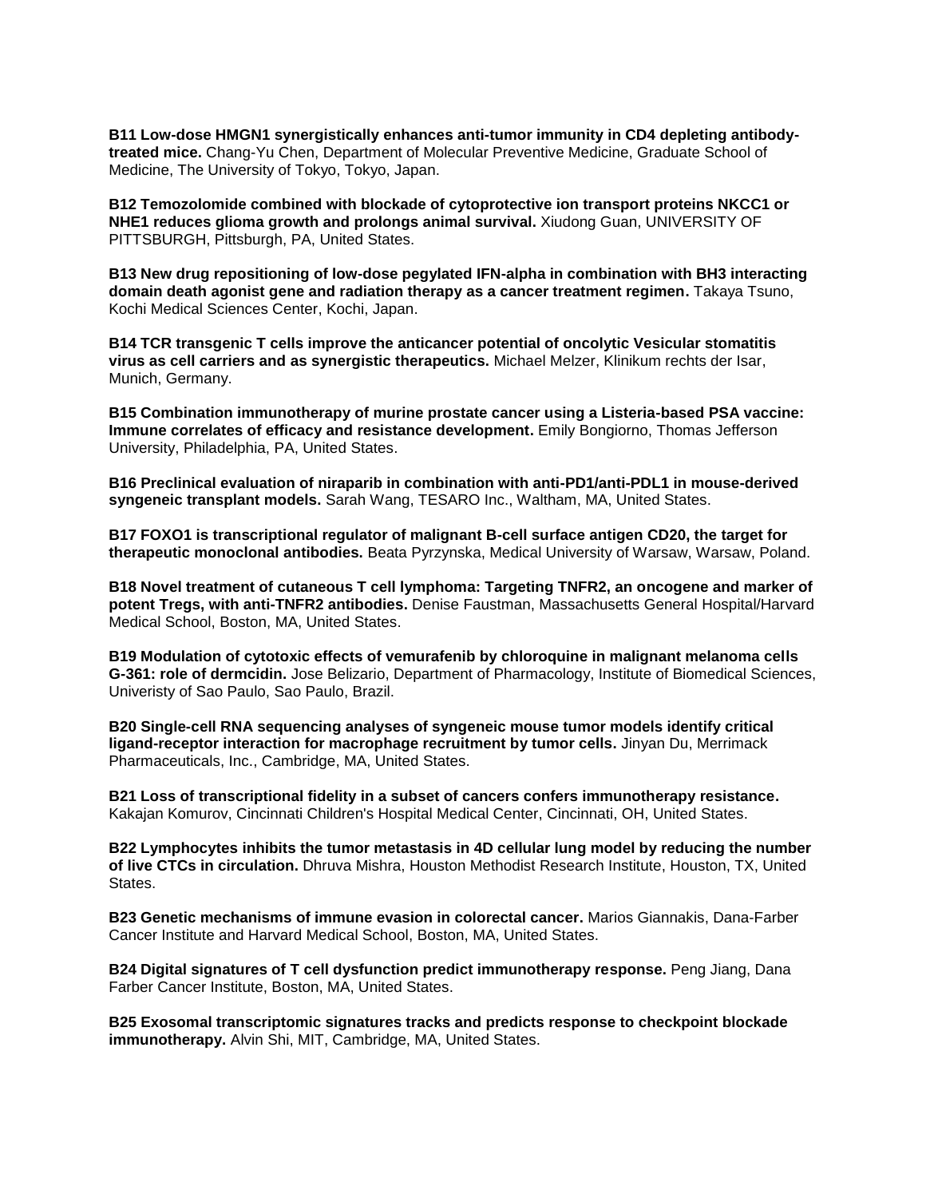**B11 Low-dose HMGN1 synergistically enhances anti-tumor immunity in CD4 depleting antibody-treated mice.** Chang-Yu Chen, Department of Molecular Preventive Medicine, Graduate School of Medicine, The University of Tokyo, Tokyo, Japan.

**B12 Temozolomide combined with blockade of cytoprotective ion transport proteins NKCC1 or NHE1 reduces glioma growth and prolongs animal survival.** Xiudong Guan, UNIVERSITY OF PITTSBURGH, Pittsburgh, PA, United States.

**B13 New drug repositioning of low-dose pegylated IFN-alpha in combination with BH3 interacting domain death agonist gene and radiation therapy as a cancer treatment regimen.** Takaya Tsuno, Kochi Medical Sciences Center, Kochi, Japan.

**B14 TCR transgenic T cells improve the anticancer potential of oncolytic Vesicular stomatitis virus as cell carriers and as synergistic therapeutics.** Michael Melzer, Klinikum rechts der Isar, Munich, Germany.

**B15 Combination immunotherapy of murine prostate cancer using a Listeria-based PSA vaccine: Immune correlates of efficacy and resistance development.** Emily Bongiorno, Thomas Jefferson University, Philadelphia, PA, United States.

**B16 Preclinical evaluation of niraparib in combination with anti-PD1/anti-PDL1 in mouse-derived syngeneic transplant models.** Sarah Wang, TESARO Inc., Waltham, MA, United States.

**B17 FOXO1 is transcriptional regulator of malignant B-cell surface antigen CD20, the target for therapeutic monoclonal antibodies.** Beata Pyrzynska, Medical University of Warsaw, Warsaw, Poland.

**B18 Novel treatment of cutaneous T cell lymphoma: Targeting TNFR2, an oncogene and marker of potent Tregs, with anti-TNFR2 antibodies.** Denise Faustman, Massachusetts General Hospital/Harvard Medical School, Boston, MA, United States.

**B19 Modulation of cytotoxic effects of vemurafenib by chloroquine in malignant melanoma cells G-361: role of dermcidin.** Jose Belizario, Department of Pharmacology, Institute of Biomedical Sciences, Univeristy of Sao Paulo, Sao Paulo, Brazil.

**B20 Single-cell RNA sequencing analyses of syngeneic mouse tumor models identify critical ligand-receptor interaction for macrophage recruitment by tumor cells.** Jinyan Du, Merrimack Pharmaceuticals, Inc., Cambridge, MA, United States.

**B21 Loss of transcriptional fidelity in a subset of cancers confers immunotherapy resistance.** Kakajan Komurov, Cincinnati Children's Hospital Medical Center, Cincinnati, OH, United States.

**B22 Lymphocytes inhibits the tumor metastasis in 4D cellular lung model by reducing the number of live CTCs in circulation.** Dhruva Mishra, Houston Methodist Research Institute, Houston, TX, United States.

**B23 Genetic mechanisms of immune evasion in colorectal cancer.** Marios Giannakis, Dana-Farber Cancer Institute and Harvard Medical School, Boston, MA, United States.

**B24 Digital signatures of T cell dysfunction predict immunotherapy response.** Peng Jiang, Dana Farber Cancer Institute, Boston, MA, United States.

**B25 Exosomal transcriptomic signatures tracks and predicts response to checkpoint blockade immunotherapy.** Alvin Shi, MIT, Cambridge, MA, United States.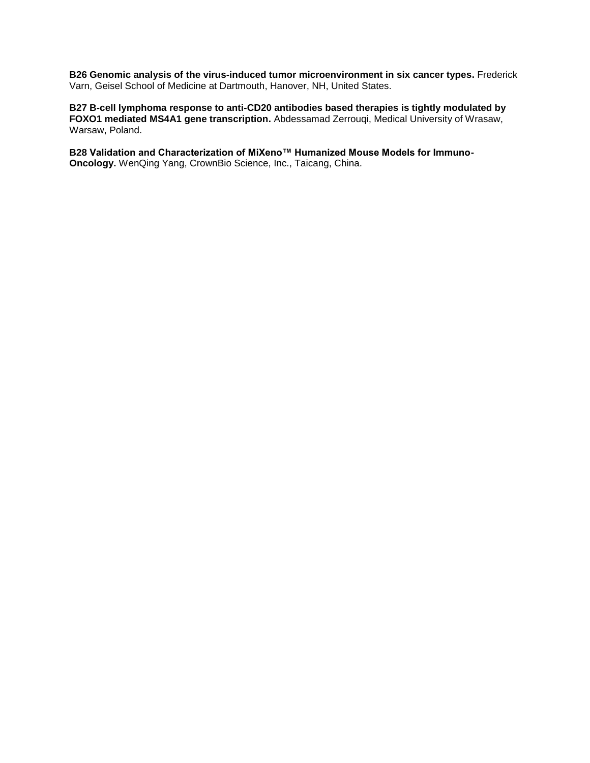**B26 Genomic analysis of the virus-induced tumor microenvironment in six cancer types.** Frederick Varn, Geisel School of Medicine at Dartmouth, Hanover, NH, United States.

**B27 B-cell lymphoma response to anti-CD20 antibodies based therapies is tightly modulated by FOXO1 mediated MS4A1 gene transcription.** Abdessamad Zerrouqi, Medical University of Wrasaw, Warsaw, Poland.

**B28 Validation and Characterization of MiXeno™ Humanized Mouse Models for Immuno-Oncology.** WenQing Yang, CrownBio Science, Inc., Taicang, China.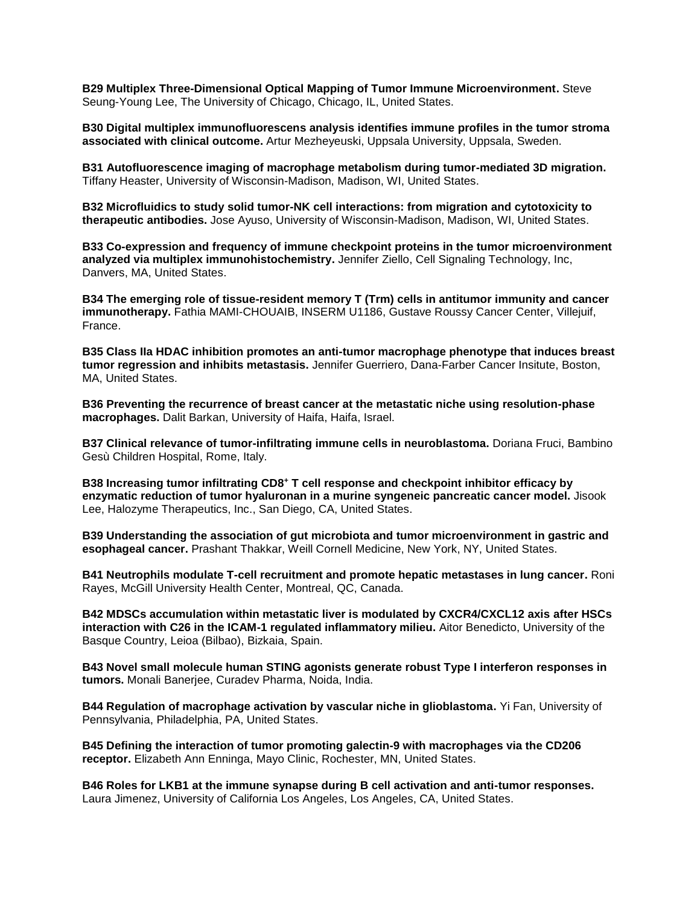**B29 Multiplex Three-Dimensional Optical Mapping of Tumor Immune Microenvironment.** Steve Seung-Young Lee, The University of Chicago, Chicago, IL, United States.

**B30 Digital multiplex immunofluorescens analysis identifies immune profiles in the tumor stroma associated with clinical outcome.** Artur Mezheyeuski, Uppsala University, Uppsala, Sweden.

**B31 Autofluorescence imaging of macrophage metabolism during tumor-mediated 3D migration.** Tiffany Heaster, University of Wisconsin-Madison, Madison, WI, United States.

**B32 Microfluidics to study solid tumor-NK cell interactions: from migration and cytotoxicity to therapeutic antibodies.** Jose Ayuso, University of Wisconsin-Madison, Madison, WI, United States.

**B33 Co-expression and frequency of immune checkpoint proteins in the tumor microenvironment analyzed via multiplex immunohistochemistry.** Jennifer Ziello, Cell Signaling Technology, Inc, Danvers, MA, United States.

**B34 The emerging role of tissue-resident memory T (Trm) cells in antitumor immunity and cancer immunotherapy.** Fathia MAMI-CHOUAIB, INSERM U1186, Gustave Roussy Cancer Center, Villejuif, France.

**B35 Class IIa HDAC inhibition promotes an anti-tumor macrophage phenotype that induces breast tumor regression and inhibits metastasis.** Jennifer Guerriero, Dana-Farber Cancer Insitute, Boston, MA, United States.

**B36 Preventing the recurrence of breast cancer at the metastatic niche using resolution-phase macrophages.** Dalit Barkan, University of Haifa, Haifa, Israel.

**B37 Clinical relevance of tumor-infiltrating immune cells in neuroblastoma.** Doriana Fruci, Bambino Gesù Children Hospital, Rome, Italy.

**B38 Increasing tumor infiltrating $CD8^+$ T cell response and checkpoint inhibitor efficacy by enzymatic reduction of tumor hyaluronan in a murine syngeneic pancreatic cancer model.** Jisook Lee, Halozyme Therapeutics, Inc., San Diego, CA, United States.

**B39 Understanding the association of gut microbiota and tumor microenvironment in gastric and esophageal cancer.** Prashant Thakkar, Weill Cornell Medicine, New York, NY, United States.

**B41 Neutrophils modulate T-cell recruitment and promote hepatic metastases in lung cancer.** Roni Rayes, McGill University Health Center, Montreal, QC, Canada.

**B42 MDSCs accumulation within metastatic liver is modulated by CXCR4/CXCL12 axis after HSCs interaction with C26 in the ICAM-1 regulated inflammatory milieu.** Aitor Benedicto, University of the Basque Country, Leioa (Bilbao), Bizkaia, Spain.

**B43 Novel small molecule human STING agonists generate robust Type I interferon responses in tumors.** Monali Banerjee, Curadev Pharma, Noida, India.

**B44 Regulation of macrophage activation by vascular niche in glioblastoma.** Yi Fan, University of Pennsylvania, Philadelphia, PA, United States.

**B45 Defining the interaction of tumor promoting galectin-9 with macrophages via the CD206 receptor.** Elizabeth Ann Enninga, Mayo Clinic, Rochester, MN, United States.

**B46 Roles for LKB1 at the immune synapse during B cell activation and anti-tumor responses.** Laura Jimenez, University of California Los Angeles, Los Angeles, CA, United States.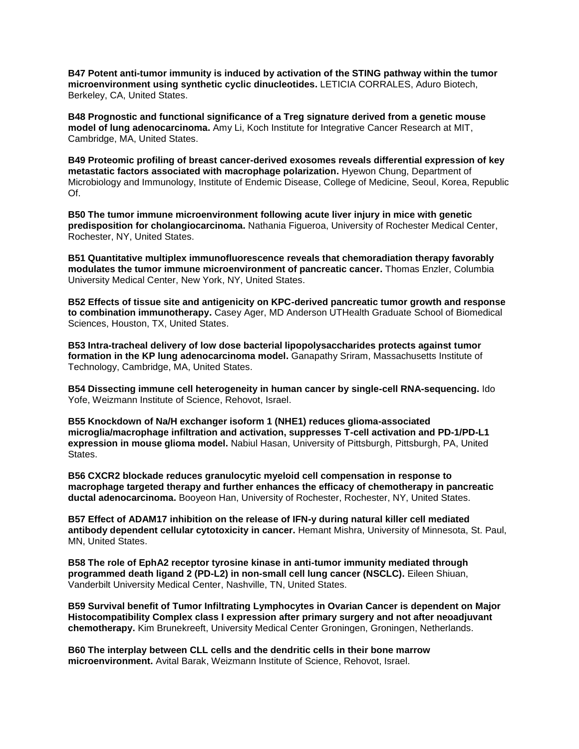**B47 Potent anti-tumor immunity is induced by activation of the STING pathway within the tumor microenvironment using synthetic cyclic dinucleotides.** LETICIA CORRALES, Aduro Biotech, Berkeley, CA, United States.

**B48 Prognostic and functional significance of a Treg signature derived from a genetic mouse model of lung adenocarcinoma.** Amy Li, Koch Institute for Integrative Cancer Research at MIT, Cambridge, MA, United States.

**B49 Proteomic profiling of breast cancer-derived exosomes reveals differential expression of key metastatic factors associated with macrophage polarization.** Hyewon Chung, Department of Microbiology and Immunology, Institute of Endemic Disease, College of Medicine, Seoul, Korea, Republic Of.

**B50 The tumor immune microenvironment following acute liver injury in mice with genetic predisposition for cholangiocarcinoma.** Nathania Figueroa, University of Rochester Medical Center, Rochester, NY, United States.

**B51 Quantitative multiplex immunofluorescence reveals that chemoradiation therapy favorably modulates the tumor immune microenvironment of pancreatic cancer.** Thomas Enzler, Columbia University Medical Center, New York, NY, United States.

**B52 Effects of tissue site and antigenicity on KPC-derived pancreatic tumor growth and response to combination immunotherapy.** Casey Ager, MD Anderson UTHealth Graduate School of Biomedical Sciences, Houston, TX, United States.

**B53 Intra-tracheal delivery of low dose bacterial lipopolysaccharides protects against tumor formation in the KP lung adenocarcinoma model.** Ganapathy Sriram, Massachusetts Institute of Technology, Cambridge, MA, United States.

**B54 Dissecting immune cell heterogeneity in human cancer by single-cell RNA-sequencing.** Ido Yofe, Weizmann Institute of Science, Rehovot, Israel.

**B55 Knockdown of Na/H exchanger isoform 1 (NHE1) reduces glioma-associated microglia/macrophage infiltration and activation, suppresses T-cell activation and PD-1/PD-L1 expression in mouse glioma model.** Nabiul Hasan, University of Pittsburgh, Pittsburgh, PA, United States.

**B56 CXCR2 blockade reduces granulocytic myeloid cell compensation in response to macrophage targeted therapy and further enhances the efficacy of chemotherapy in pancreatic ductal adenocarcinoma.** Booyeon Han, University of Rochester, Rochester, NY, United States.

**B57 Effect of ADAM17 inhibition on the release of IFN-y during natural killer cell mediated antibody dependent cellular cytotoxicity in cancer.** Hemant Mishra, University of Minnesota, St. Paul, MN, United States.

**B58 The role of EphA2 receptor tyrosine kinase in anti-tumor immunity mediated through programmed death ligand 2 (PD-L2) in non-small cell lung cancer (NSCLC).** Eileen Shiuan, Vanderbilt University Medical Center, Nashville, TN, United States.

**B59 Survival benefit of Tumor Infiltrating Lymphocytes in Ovarian Cancer is dependent on Major Histocompatibility Complex class I expression after primary surgery and not after neoadjuvant chemotherapy.** Kim Brunekreeft, University Medical Center Groningen, Groningen, Netherlands.

**B60 The interplay between CLL cells and the dendritic cells in their bone marrow microenvironment.** Avital Barak, Weizmann Institute of Science, Rehovot, Israel.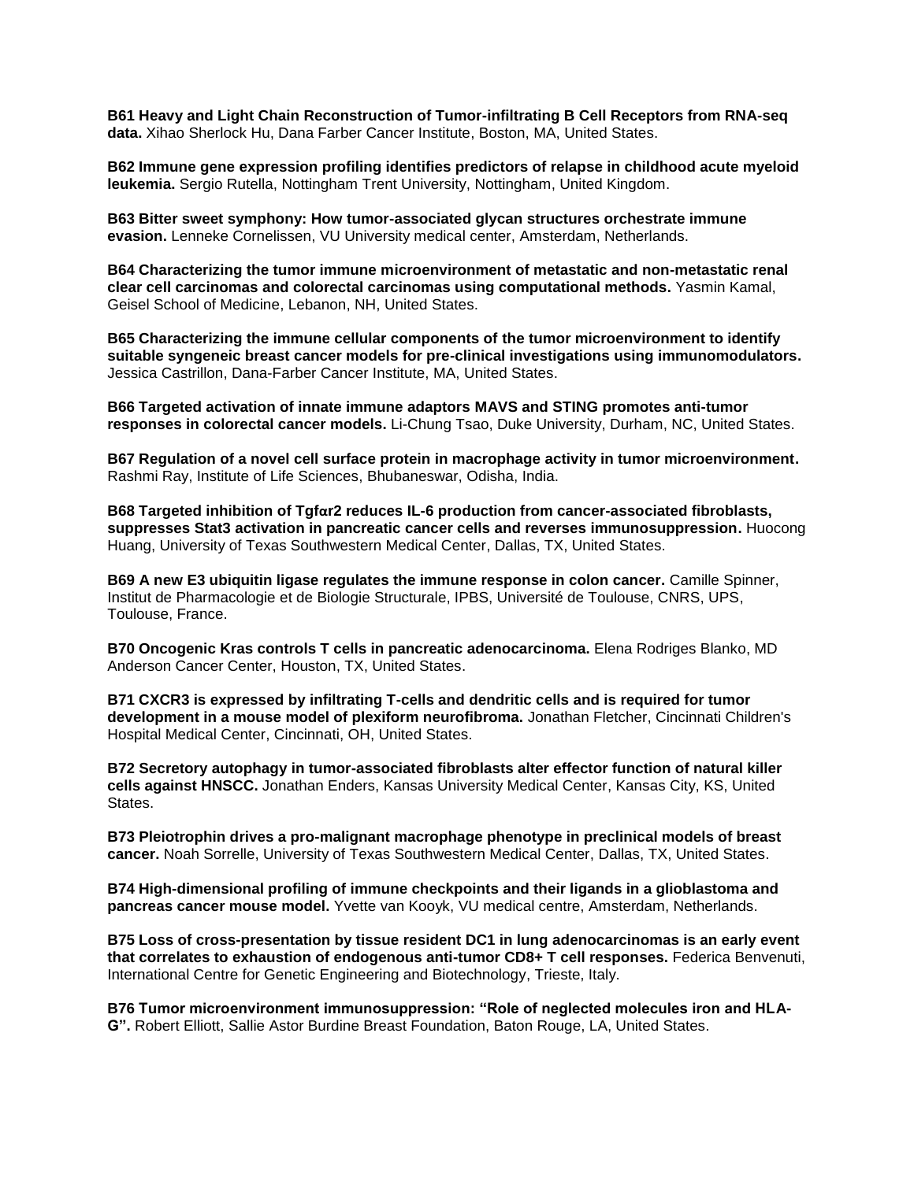**B61 Heavy and Light Chain Reconstruction of Tumor-infiltrating B Cell Receptors from RNA-seq data.** Xihao Sherlock Hu, Dana Farber Cancer Institute, Boston, MA, United States.

**B62 Immune gene expression profiling identifies predictors of relapse in childhood acute myeloid leukemia.** Sergio Rutella, Nottingham Trent University, Nottingham, United Kingdom.

**B63 Bitter sweet symphony: How tumor-associated glycan structures orchestrate immune evasion.** Lenneke Cornelissen, VU University medical center, Amsterdam, Netherlands.

**B64 Characterizing the tumor immune microenvironment of metastatic and non-metastatic renal clear cell carcinomas and colorectal carcinomas using computational methods.** Yasmin Kamal, Geisel School of Medicine, Lebanon, NH, United States.

**B65 Characterizing the immune cellular components of the tumor microenvironment to identify suitable syngeneic breast cancer models for pre-clinical investigations using immunomodulators.** Jessica Castrillon, Dana-Farber Cancer Institute, MA, United States.

**B66 Targeted activation of innate immune adaptors MAVS and STING promotes anti-tumor responses in colorectal cancer models.** Li-Chung Tsao, Duke University, Durham, NC, United States.

**B67 Regulation of a novel cell surface protein in macrophage activity in tumor microenvironment.** Rashmi Ray, Institute of Life Sciences, Bhubaneswar, Odisha, India.

**B68 Targeted inhibition of Tgfαr2 reduces IL-6 production from cancer-associated fibroblasts, suppresses Stat3 activation in pancreatic cancer cells and reverses immunosuppression.** Huocong Huang, University of Texas Southwestern Medical Center, Dallas, TX, United States.

**B69 A new E3 ubiquitin ligase regulates the immune response in colon cancer.** Camille Spinner, Institut de Pharmacologie et de Biologie Structurale, IPBS, Université de Toulouse, CNRS, UPS, Toulouse, France.

**B70 Oncogenic Kras controls T cells in pancreatic adenocarcinoma.** Elena Rodriges Blanko, MD Anderson Cancer Center, Houston, TX, United States.

**B71 CXCR3 is expressed by infiltrating T-cells and dendritic cells and is required for tumor development in a mouse model of plexiform neurofibroma.** Jonathan Fletcher, Cincinnati Children's Hospital Medical Center, Cincinnati, OH, United States.

**B72 Secretory autophagy in tumor-associated fibroblasts alter effector function of natural killer cells against HNSCC.** Jonathan Enders, Kansas University Medical Center, Kansas City, KS, United States.

**B73 Pleiotrophin drives a pro-malignant macrophage phenotype in preclinical models of breast cancer.** Noah Sorrelle, University of Texas Southwestern Medical Center, Dallas, TX, United States.

**B74 High-dimensional profiling of immune checkpoints and their ligands in a glioblastoma and pancreas cancer mouse model.** Yvette van Kooyk, VU medical centre, Amsterdam, Netherlands.

**B75 Loss of cross-presentation by tissue resident DC1 in lung adenocarcinomas is an early event that correlates to exhaustion of endogenous anti-tumor CD8+ T cell responses.** Federica Benvenuti, International Centre for Genetic Engineering and Biotechnology, Trieste, Italy.

**B76 Tumor microenvironment immunosuppression: "Role of neglected molecules iron and HLA-G".** Robert Elliott, Sallie Astor Burdine Breast Foundation, Baton Rouge, LA, United States.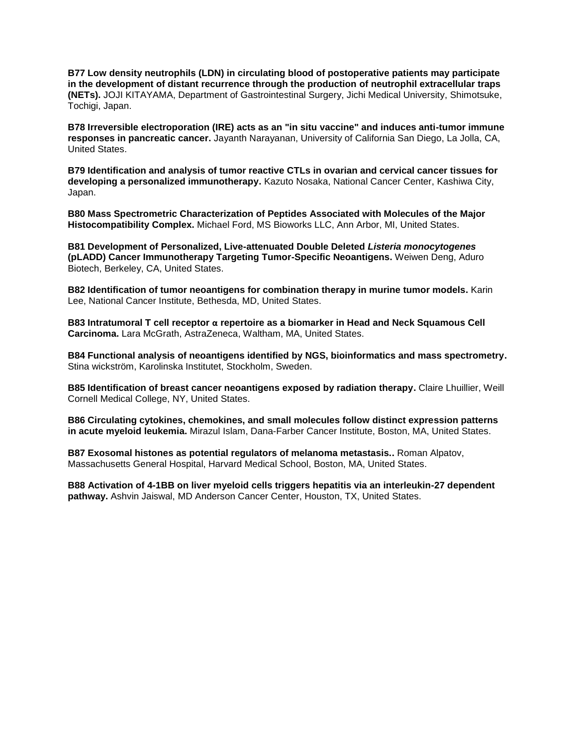**B77 Low density neutrophils (LDN) in circulating blood of postoperative patients may participate in the development of distant recurrence through the production of neutrophil extracellular traps (NETs).** JOJI KITAYAMA, Department of Gastrointestinal Surgery, Jichi Medical University, Shimotsuke, Tochigi, Japan.

**B78 Irreversible electroporation (IRE) acts as an "in situ vaccine" and induces anti-tumor immune responses in pancreatic cancer.** Jayanth Narayanan, University of California San Diego, La Jolla, CA, United States.

**B79 Identification and analysis of tumor reactive CTLs in ovarian and cervical cancer tissues for developing a personalized immunotherapy.** Kazuto Nosaka, National Cancer Center, Kashiwa City, Japan.

**B80 Mass Spectrometric Characterization of Peptides Associated with Molecules of the Major Histocompatibility Complex.** Michael Ford, MS Bioworks LLC, Ann Arbor, MI, United States.

**B81 Development of Personalized, Live-attenuated Double Deleted *Listeria monocytogenes* (pLADD) Cancer Immunotherapy Targeting Tumor-Specific Neoantigens.** Weiwen Deng, Aduro Biotech, Berkeley, CA, United States.

**B82 Identification of tumor neoantigens for combination therapy in murine tumor models.** Karin Lee, National Cancer Institute, Bethesda, MD, United States.

**B83 Intratumoral T cell receptor α repertoire as a biomarker in Head and Neck Squamous Cell Carcinoma.** Lara McGrath, AstraZeneca, Waltham, MA, United States.

**B84 Functional analysis of neoantigens identified by NGS, bioinformatics and mass spectrometry.** Stina wickström, Karolinska Institutet, Stockholm, Sweden.

**B85 Identification of breast cancer neoantigens exposed by radiation therapy.** Claire Lhuillier, Weill Cornell Medical College, NY, United States.

**B86 Circulating cytokines, chemokines, and small molecules follow distinct expression patterns in acute myeloid leukemia.** Mirazul Islam, Dana-Farber Cancer Institute, Boston, MA, United States.

**B87 Exosomal histones as potential regulators of melanoma metastasis..** Roman Alpatov, Massachusetts General Hospital, Harvard Medical School, Boston, MA, United States.

**B88 Activation of 4-1BB on liver myeloid cells triggers hepatitis via an interleukin-27 dependent pathway.** Ashvin Jaiswal, MD Anderson Cancer Center, Houston, TX, United States.